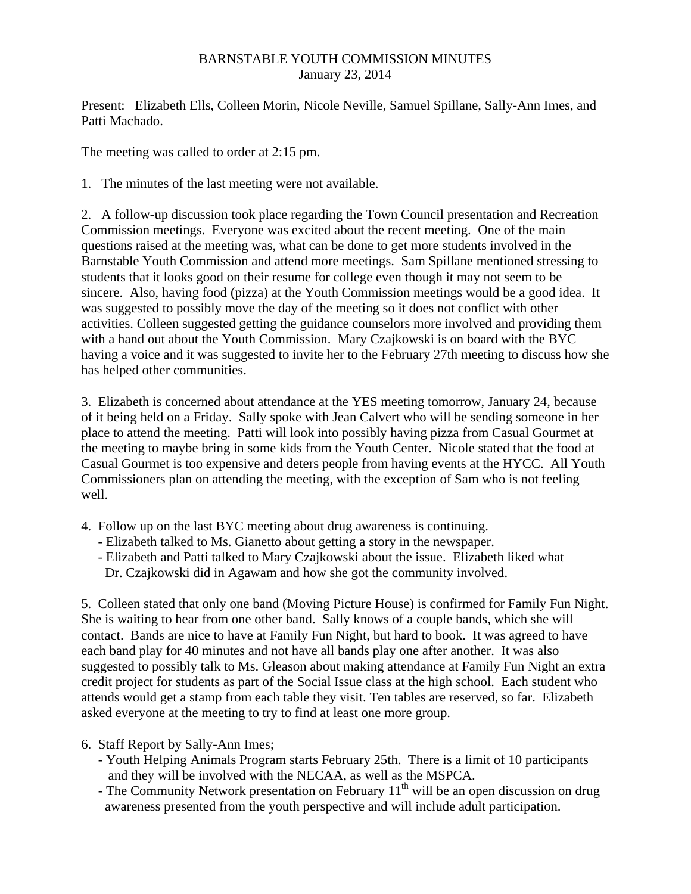BARNSTABLE YOUTH COMMISSION MINUTES
January 23, 2014

Present: Elizabeth Ells, Colleen Morin, Nicole Neville, Samuel Spillane, Sally-Ann Imes, and Patti Machado.

The meeting was called to order at 2:15 pm.

1. The minutes of the last meeting were not available.

2. A follow-up discussion took place regarding the Town Council presentation and Recreation Commission meetings. Everyone was excited about the recent meeting. One of the main questions raised at the meeting was, what can be done to get more students involved in the Barnstable Youth Commission and attend more meetings. Sam Spillane mentioned stressing to students that it looks good on their resume for college even though it may not seem to be sincere. Also, having food (pizza) at the Youth Commission meetings would be a good idea. It was suggested to possibly move the day of the meeting so it does not conflict with other activities. Colleen suggested getting the guidance counselors more involved and providing them with a hand out about the Youth Commission. Mary Czajkowski is on board with the BYC having a voice and it was suggested to invite her to the February 27th meeting to discuss how she has helped other communities.

3. Elizabeth is concerned about attendance at the YES meeting tomorrow, January 24, because of it being held on a Friday. Sally spoke with Jean Calvert who will be sending someone in her place to attend the meeting. Patti will look into possibly having pizza from Casual Gourmet at the meeting to maybe bring in some kids from the Youth Center. Nicole stated that the food at Casual Gourmet is too expensive and deters people from having events at the HYCC. All Youth Commissioners plan on attending the meeting, with the exception of Sam who is not feeling well.

4. Follow up on the last BYC meeting about drug awareness is continuing.
   - Elizabeth talked to Ms. Gianetto about getting a story in the newspaper.
   - Elizabeth and Patti talked to Mary Czajkowski about the issue. Elizabeth liked what Dr. Czajkowski did in Agawam and how she got the community involved.

5. Colleen stated that only one band (Moving Picture House) is confirmed for Family Fun Night. She is waiting to hear from one other band. Sally knows of a couple bands, which she will contact. Bands are nice to have at Family Fun Night, but hard to book. It was agreed to have each band play for 40 minutes and not have all bands play one after another. It was also suggested to possibly talk to Ms. Gleason about making attendance at Family Fun Night an extra credit project for students as part of the Social Issue class at the high school. Each student who attends would get a stamp from each table they visit. Ten tables are reserved, so far. Elizabeth asked everyone at the meeting to try to find at least one more group.

6. Staff Report by Sally-Ann Imes;
   - Youth Helping Animals Program starts February 25th. There is a limit of 10 participants and they will be involved with the NECAA, as well as the MSPCA.
   - The Community Network presentation on February 11th will be an open discussion on drug awareness presented from the youth perspective and will include adult participation.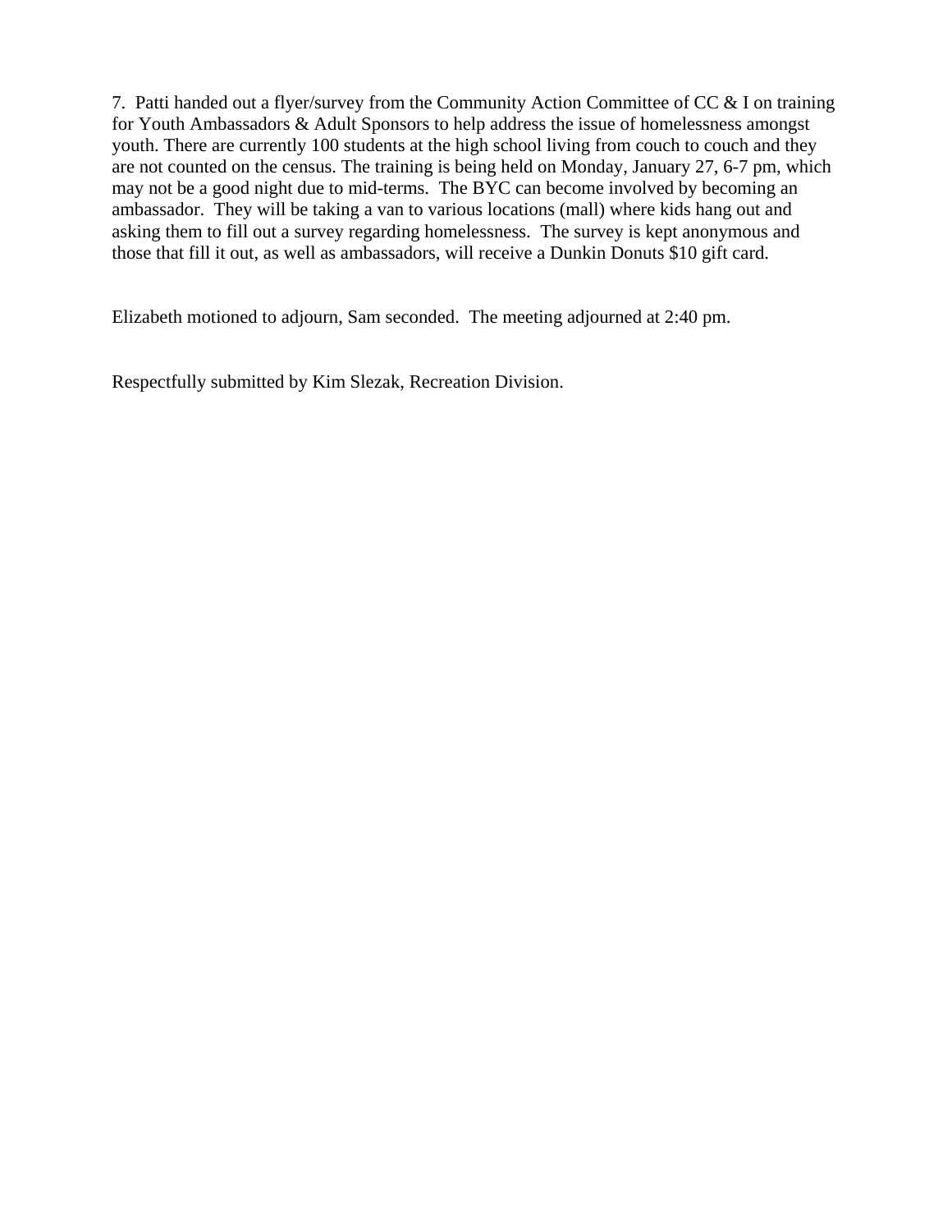7. Patti handed out a flyer/survey from the Community Action Committee of CC & I on training for Youth Ambassadors & Adult Sponsors to help address the issue of homelessness amongst youth. There are currently 100 students at the high school living from couch to couch and they are not counted on the census. The training is being held on Monday, January 27, 6-7 pm, which may not be a good night due to mid-terms. The BYC can become involved by becoming an ambassador. They will be taking a van to various locations (mall) where kids hang out and asking them to fill out a survey regarding homelessness. The survey is kept anonymous and those that fill it out, as well as ambassadors, will receive a Dunkin Donuts $10 gift card.

Elizabeth motioned to adjourn, Sam seconded. The meeting adjourned at 2:40 pm.

Respectfully submitted by Kim Slezak, Recreation Division.